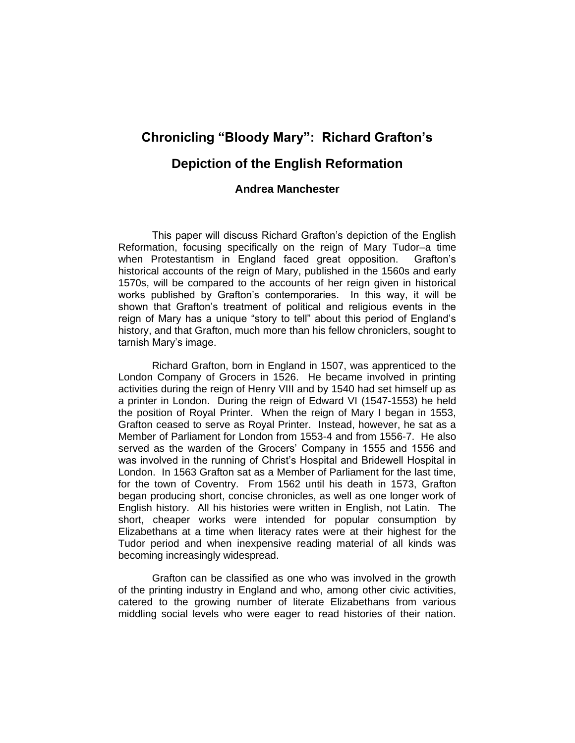# Chronicling "Bloody Mary": Richard Grafton's Depiction of the English Reformation

**Andrea Manchester**

This paper will discuss Richard Grafton's depiction of the English Reformation, focusing specifically on the reign of Mary Tudor–a time when Protestantism in England faced great opposition. Grafton's historical accounts of the reign of Mary, published in the 1560s and early 1570s, will be compared to the accounts of her reign given in historical works published by Grafton's contemporaries. In this way, it will be shown that Grafton's treatment of political and religious events in the reign of Mary has a unique "story to tell" about this period of England's history, and that Grafton, much more than his fellow chroniclers, sought to tarnish Mary's image.

Richard Grafton, born in England in 1507, was apprenticed to the London Company of Grocers in 1526. He became involved in printing activities during the reign of Henry VIII and by 1540 had set himself up as a printer in London. During the reign of Edward VI (1547-1553) he held the position of Royal Printer. When the reign of Mary I began in 1553, Grafton ceased to serve as Royal Printer. Instead, however, he sat as a Member of Parliament for London from 1553-4 and from 1556-7. He also served as the warden of the Grocers' Company in 1555 and 1556 and was involved in the running of Christ's Hospital and Bridewell Hospital in London. In 1563 Grafton sat as a Member of Parliament for the last time, for the town of Coventry. From 1562 until his death in 1573, Grafton began producing short, concise chronicles, as well as one longer work of English history. All his histories were written in English, not Latin. The short, cheaper works were intended for popular consumption by Elizabethans at a time when literacy rates were at their highest for the Tudor period and when inexpensive reading material of all kinds was becoming increasingly widespread.

Grafton can be classified as one who was involved in the growth of the printing industry in England and who, among other civic activities, catered to the growing number of literate Elizabethans from various middling social levels who were eager to read histories of their nation.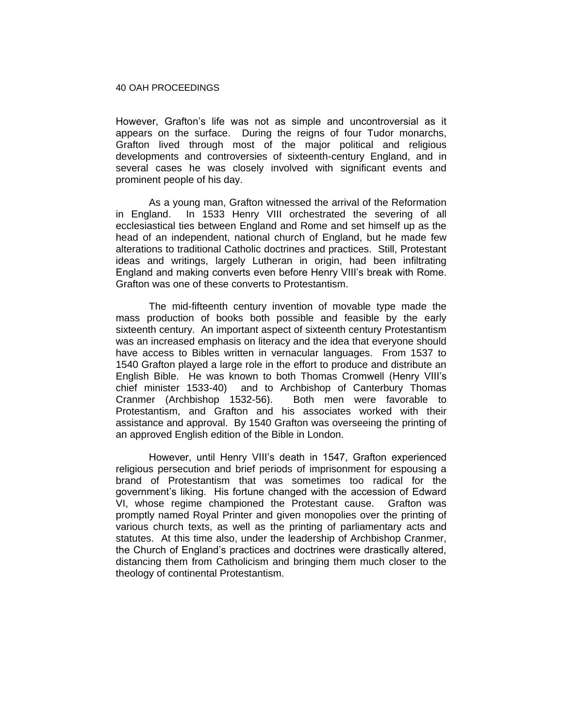However, Grafton's life was not as simple and uncontroversial as it appears on the surface. During the reigns of four Tudor monarchs, Grafton lived through most of the major political and religious developments and controversies of sixteenth-century England, and in several cases he was closely involved with significant events and prominent people of his day.

As a young man, Grafton witnessed the arrival of the Reformation in England. In 1533 Henry VIII orchestrated the severing of all ecclesiastical ties between England and Rome and set himself up as the head of an independent, national church of England, but he made few alterations to traditional Catholic doctrines and practices. Still, Protestant ideas and writings, largely Lutheran in origin, had been infiltrating England and making converts even before Henry VIII's break with Rome. Grafton was one of these converts to Protestantism.

The mid-fifteenth century invention of movable type made the mass production of books both possible and feasible by the early sixteenth century. An important aspect of sixteenth century Protestantism was an increased emphasis on literacy and the idea that everyone should have access to Bibles written in vernacular languages. From 1537 to 1540 Grafton played a large role in the effort to produce and distribute an English Bible. He was known to both Thomas Cromwell (Henry VIII's chief minister 1533-40) and to Archbishop of Canterbury Thomas Cranmer (Archbishop 1532-56). Both men were favorable to Protestantism, and Grafton and his associates worked with their assistance and approval. By 1540 Grafton was overseeing the printing of an approved English edition of the Bible in London.

However, until Henry VIII's death in 1547, Grafton experienced religious persecution and brief periods of imprisonment for espousing a brand of Protestantism that was sometimes too radical for the government's liking. His fortune changed with the accession of Edward VI, whose regime championed the Protestant cause. Grafton was promptly named Royal Printer and given monopolies over the printing of various church texts, as well as the printing of parliamentary acts and statutes. At this time also, under the leadership of Archbishop Cranmer, the Church of England's practices and doctrines were drastically altered, distancing them from Catholicism and bringing them much closer to the theology of continental Protestantism.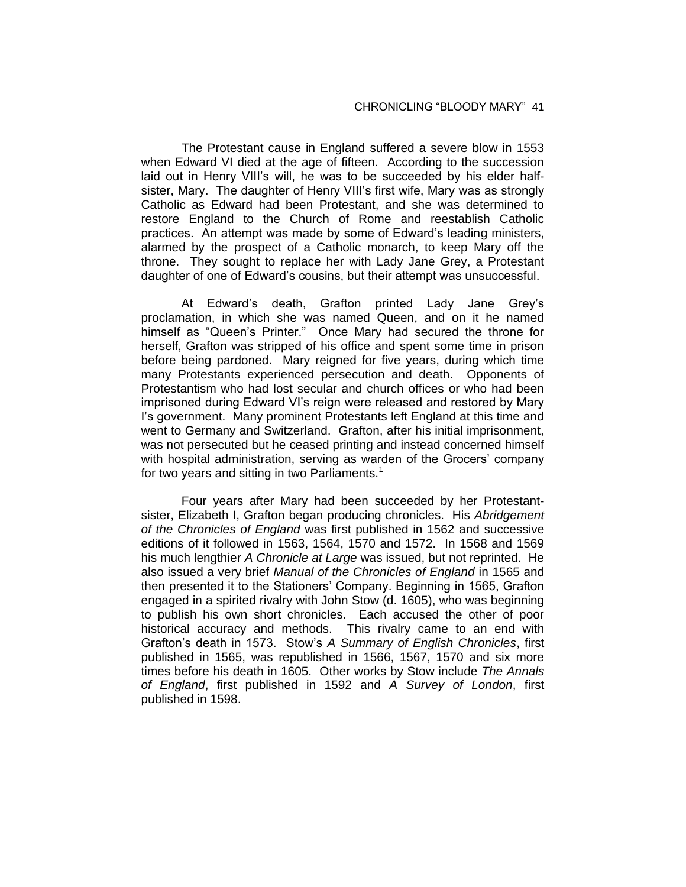The Protestant cause in England suffered a severe blow in 1553 when Edward VI died at the age of fifteen. According to the succession laid out in Henry VIII's will, he was to be succeeded by his elder half-sister, Mary. The daughter of Henry VIII's first wife, Mary was as strongly Catholic as Edward had been Protestant, and she was determined to restore England to the Church of Rome and reestablish Catholic practices. An attempt was made by some of Edward's leading ministers, alarmed by the prospect of a Catholic monarch, to keep Mary off the throne. They sought to replace her with Lady Jane Grey, a Protestant daughter of one of Edward's cousins, but their attempt was unsuccessful.

At Edward's death, Grafton printed Lady Jane Grey's proclamation, in which she was named Queen, and on it he named himself as "Queen's Printer." Once Mary had secured the throne for herself, Grafton was stripped of his office and spent some time in prison before being pardoned. Mary reigned for five years, during which time many Protestants experienced persecution and death. Opponents of Protestantism who had lost secular and church offices or who had been imprisoned during Edward VI's reign were released and restored by Mary I's government. Many prominent Protestants left England at this time and went to Germany and Switzerland. Grafton, after his initial imprisonment, was not persecuted but he ceased printing and instead concerned himself with hospital administration, serving as warden of the Grocers' company for two years and sitting in two Parliaments.[1]

Four years after Mary had been succeeded by her Protestant-sister, Elizabeth I, Grafton began producing chronicles. His *Abridgement of the Chronicles of England* was first published in 1562 and successive editions of it followed in 1563, 1564, 1570 and 1572. In 1568 and 1569 his much lengthier *A Chronicle at Large* was issued, but not reprinted. He also issued a very brief *Manual of the Chronicles of England* in 1565 and then presented it to the Stationers' Company. Beginning in 1565, Grafton engaged in a spirited rivalry with John Stow (d. 1605), who was beginning to publish his own short chronicles. Each accused the other of poor historical accuracy and methods. This rivalry came to an end with Grafton's death in 1573. Stow's *A Summary of English Chronicles*, first published in 1565, was republished in 1566, 1567, 1570 and six more times before his death in 1605. Other works by Stow include *The Annals of England*, first published in 1592 and *A Survey of London*, first published in 1598.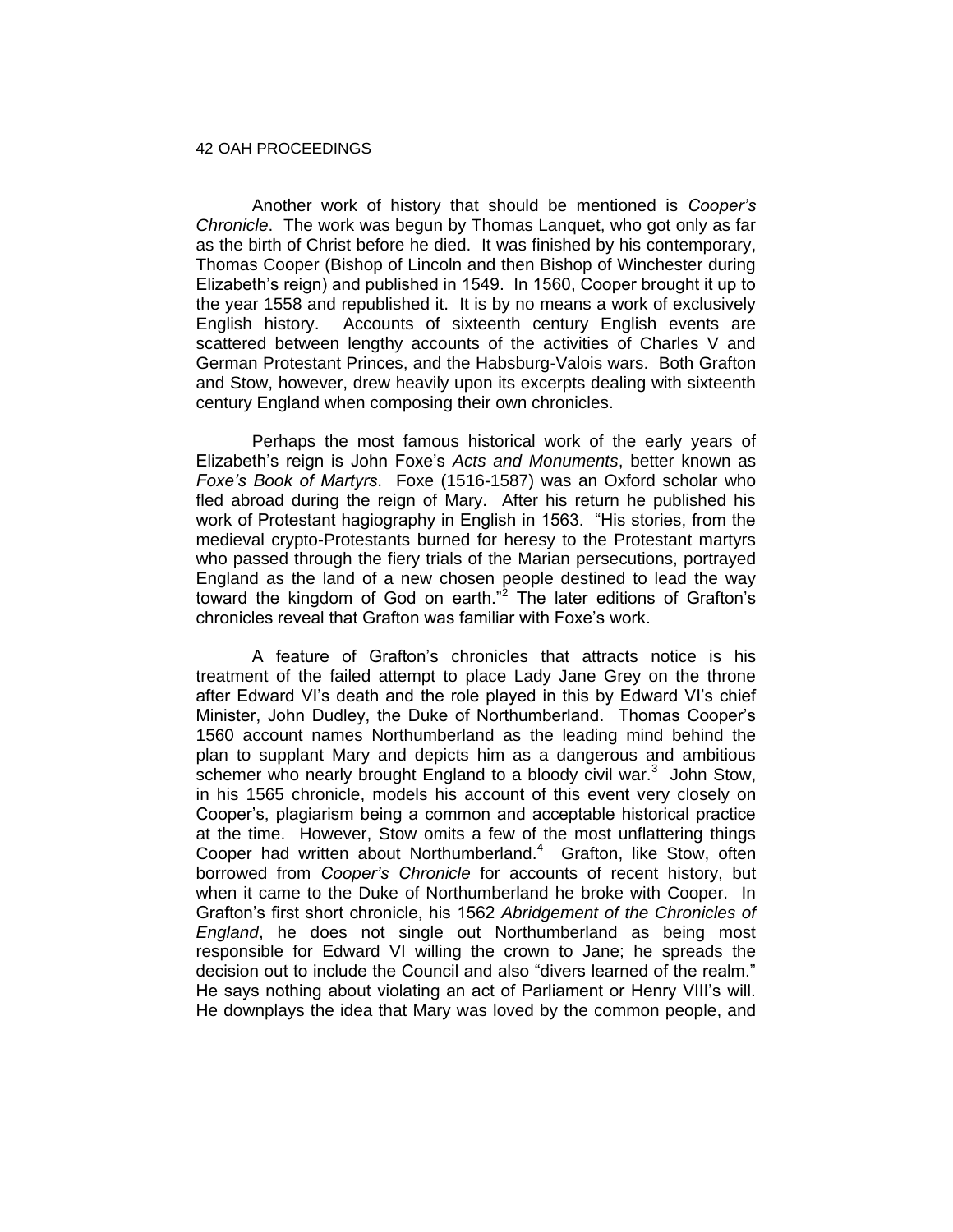Another work of history that should be mentioned is *Cooper's Chronicle*. The work was begun by Thomas Lanquet, who got only as far as the birth of Christ before he died. It was finished by his contemporary, Thomas Cooper (Bishop of Lincoln and then Bishop of Winchester during Elizabeth's reign) and published in 1549. In 1560, Cooper brought it up to the year 1558 and republished it. It is by no means a work of exclusively English history. Accounts of sixteenth century English events are scattered between lengthy accounts of the activities of Charles V and German Protestant Princes, and the Habsburg-Valois wars. Both Grafton and Stow, however, drew heavily upon its excerpts dealing with sixteenth century England when composing their own chronicles.

Perhaps the most famous historical work of the early years of Elizabeth's reign is John Foxe's *Acts and Monuments*, better known as *Foxe's Book of Martyrs*. Foxe (1516-1587) was an Oxford scholar who fled abroad during the reign of Mary. After his return he published his work of Protestant hagiography in English in 1563. "His stories, from the medieval crypto-Protestants burned for heresy to the Protestant martyrs who passed through the fiery trials of the Marian persecutions, portrayed England as the land of a new chosen people destined to lead the way toward the kingdom of God on earth."[2] The later editions of Grafton's chronicles reveal that Grafton was familiar with Foxe's work.

A feature of Grafton's chronicles that attracts notice is his treatment of the failed attempt to place Lady Jane Grey on the throne after Edward VI's death and the role played in this by Edward VI's chief Minister, John Dudley, the Duke of Northumberland. Thomas Cooper's 1560 account names Northumberland as the leading mind behind the plan to supplant Mary and depicts him as a dangerous and ambitious schemer who nearly brought England to a bloody civil war.[3] John Stow, in his 1565 chronicle, models his account of this event very closely on Cooper's, plagiarism being a common and acceptable historical practice at the time. However, Stow omits a few of the most unflattering things Cooper had written about Northumberland.[4] Grafton, like Stow, often borrowed from *Cooper's Chronicle* for accounts of recent history, but when it came to the Duke of Northumberland he broke with Cooper. In Grafton's first short chronicle, his 1562 *Abridgement of the Chronicles of England*, he does not single out Northumberland as being most responsible for Edward VI willing the crown to Jane; he spreads the decision out to include the Council and also "divers learned of the realm." He says nothing about violating an act of Parliament or Henry VIII's will. He downplays the idea that Mary was loved by the common people, and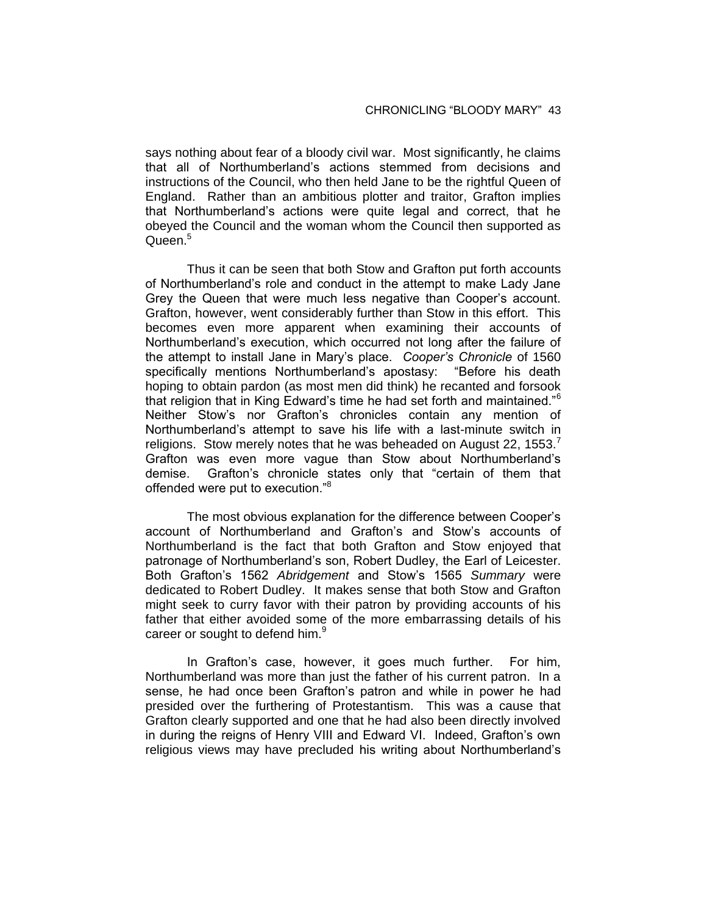says nothing about fear of a bloody civil war. Most significantly, he claims that all of Northumberland's actions stemmed from decisions and instructions of the Council, who then held Jane to be the rightful Queen of England. Rather than an ambitious plotter and traitor, Grafton implies that Northumberland's actions were quite legal and correct, that he obeyed the Council and the woman whom the Council then supported as Queen.[5]

Thus it can be seen that both Stow and Grafton put forth accounts of Northumberland's role and conduct in the attempt to make Lady Jane Grey the Queen that were much less negative than Cooper's account. Grafton, however, went considerably further than Stow in this effort. This becomes even more apparent when examining their accounts of Northumberland's execution, which occurred not long after the failure of the attempt to install Jane in Mary's place. *Cooper's Chronicle* of 1560 specifically mentions Northumberland's apostasy: "Before his death hoping to obtain pardon (as most men did think) he recanted and forsook that religion that in King Edward's time he had set forth and maintained."[6] Neither Stow's nor Grafton's chronicles contain any mention of Northumberland's attempt to save his life with a last-minute switch in religions. Stow merely notes that he was beheaded on August 22, 1553.[7] Grafton was even more vague than Stow about Northumberland's demise. Grafton's chronicle states only that "certain of them that offended were put to execution."[8]

The most obvious explanation for the difference between Cooper's account of Northumberland and Grafton's and Stow's accounts of Northumberland is the fact that both Grafton and Stow enjoyed that patronage of Northumberland's son, Robert Dudley, the Earl of Leicester. Both Grafton's 1562 *Abridgement* and Stow's 1565 *Summary* were dedicated to Robert Dudley. It makes sense that both Stow and Grafton might seek to curry favor with their patron by providing accounts of his father that either avoided some of the more embarrassing details of his career or sought to defend him.[9]

In Grafton's case, however, it goes much further. For him, Northumberland was more than just the father of his current patron. In a sense, he had once been Grafton's patron and while in power he had presided over the furthering of Protestantism. This was a cause that Grafton clearly supported and one that he had also been directly involved in during the reigns of Henry VIII and Edward VI. Indeed, Grafton's own religious views may have precluded his writing about Northumberland's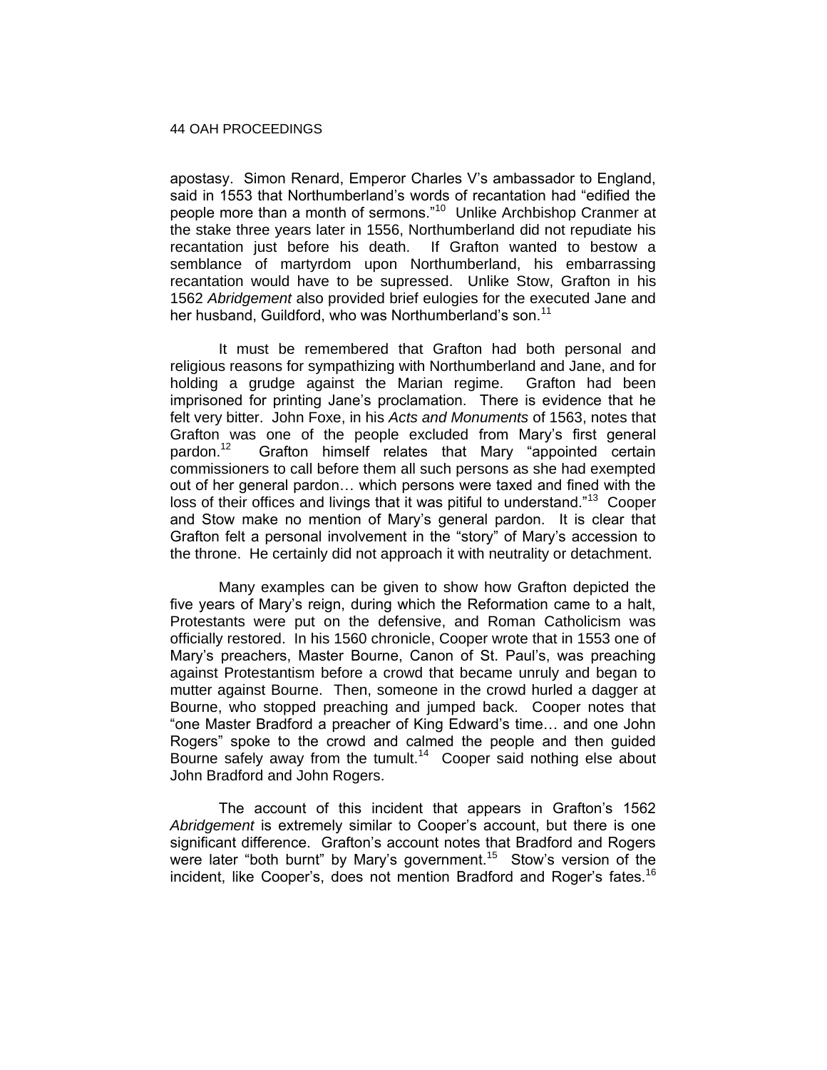apostasy. Simon Renard, Emperor Charles V's ambassador to England, said in 1553 that Northumberland's words of recantation had "edified the people more than a month of sermons."[10] Unlike Archbishop Cranmer at the stake three years later in 1556, Northumberland did not repudiate his recantation just before his death. If Grafton wanted to bestow a semblance of martyrdom upon Northumberland, his embarrassing recantation would have to be supressed. Unlike Stow, Grafton in his 1562 *Abridgement* also provided brief eulogies for the executed Jane and her husband, Guildford, who was Northumberland's son.[11]

It must be remembered that Grafton had both personal and religious reasons for sympathizing with Northumberland and Jane, and for holding a grudge against the Marian regime. Grafton had been imprisoned for printing Jane's proclamation. There is evidence that he felt very bitter. John Foxe, in his *Acts and Monuments* of 1563, notes that Grafton was one of the people excluded from Mary's first general pardon.[12] Grafton himself relates that Mary "appointed certain commissioners to call before them all such persons as she had exempted out of her general pardon… which persons were taxed and fined with the loss of their offices and livings that it was pitiful to understand."[13] Cooper and Stow make no mention of Mary's general pardon. It is clear that Grafton felt a personal involvement in the "story" of Mary's accession to the throne. He certainly did not approach it with neutrality or detachment.

Many examples can be given to show how Grafton depicted the five years of Mary's reign, during which the Reformation came to a halt, Protestants were put on the defensive, and Roman Catholicism was officially restored. In his 1560 chronicle, Cooper wrote that in 1553 one of Mary's preachers, Master Bourne, Canon of St. Paul's, was preaching against Protestantism before a crowd that became unruly and began to mutter against Bourne. Then, someone in the crowd hurled a dagger at Bourne, who stopped preaching and jumped back. Cooper notes that "one Master Bradford a preacher of King Edward's time… and one John Rogers" spoke to the crowd and calmed the people and then guided Bourne safely away from the tumult.[14] Cooper said nothing else about John Bradford and John Rogers.

The account of this incident that appears in Grafton's 1562 *Abridgement* is extremely similar to Cooper's account, but there is one significant difference. Grafton's account notes that Bradford and Rogers were later "both burnt" by Mary's government.[15] Stow's version of the incident, like Cooper's, does not mention Bradford and Roger's fates.[16]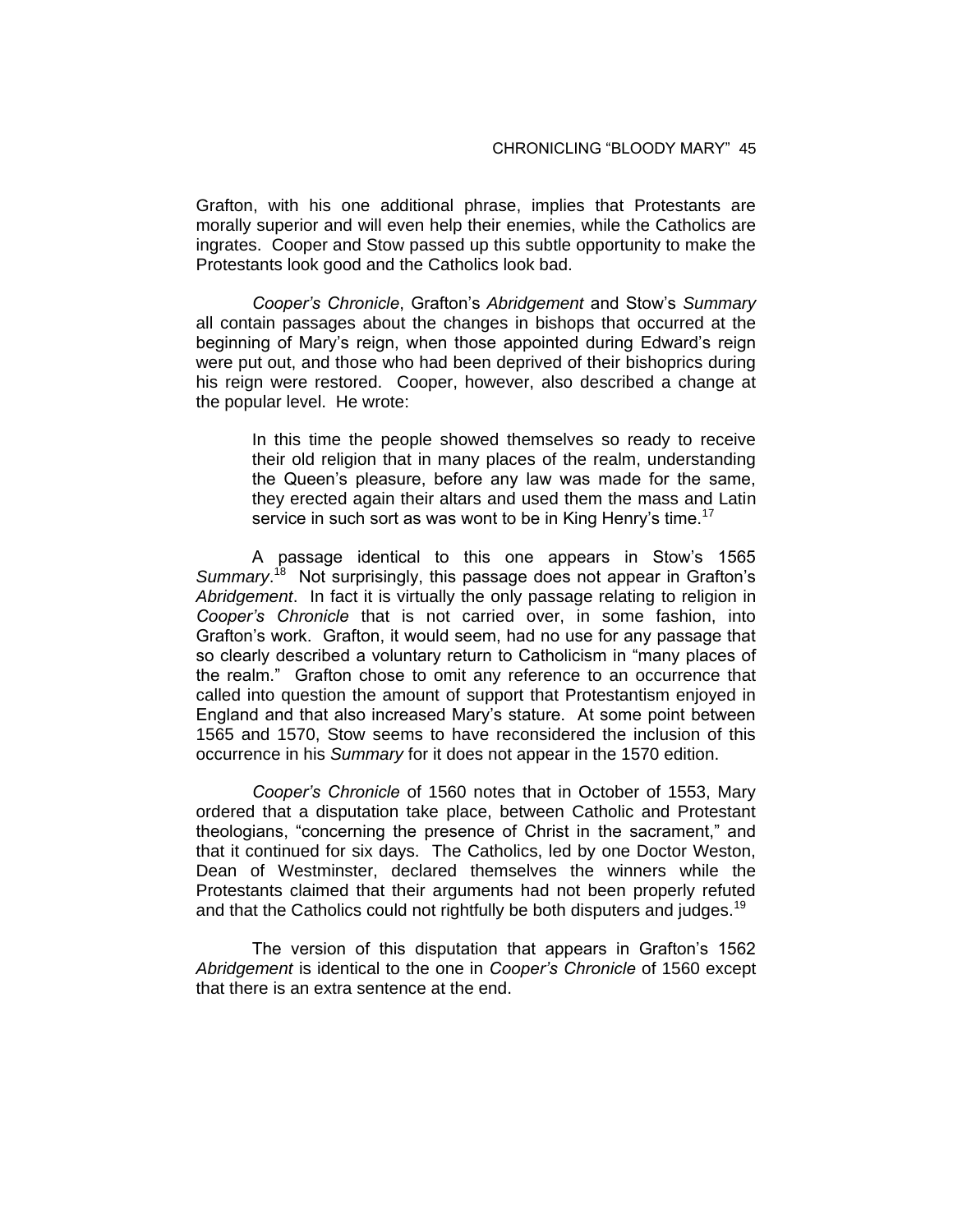Grafton, with his one additional phrase, implies that Protestants are morally superior and will even help their enemies, while the Catholics are ingrates. Cooper and Stow passed up this subtle opportunity to make the Protestants look good and the Catholics look bad.

*Cooper's Chronicle*, Grafton's *Abridgement* and Stow's *Summary* all contain passages about the changes in bishops that occurred at the beginning of Mary's reign, when those appointed during Edward's reign were put out, and those who had been deprived of their bishoprics during his reign were restored. Cooper, however, also described a change at the popular level. He wrote:

> In this time the people showed themselves so ready to receive their old religion that in many places of the realm, understanding the Queen's pleasure, before any law was made for the same, they erected again their altars and used them the mass and Latin service in such sort as was wont to be in King Henry's time.[17]

A passage identical to this one appears in Stow's 1565 *Summary*.[18] Not surprisingly, this passage does not appear in Grafton's *Abridgement*. In fact it is virtually the only passage relating to religion in *Cooper's Chronicle* that is not carried over, in some fashion, into Grafton's work. Grafton, it would seem, had no use for any passage that so clearly described a voluntary return to Catholicism in "many places of the realm." Grafton chose to omit any reference to an occurrence that called into question the amount of support that Protestantism enjoyed in England and that also increased Mary's stature. At some point between 1565 and 1570, Stow seems to have reconsidered the inclusion of this occurrence in his *Summary* for it does not appear in the 1570 edition.

*Cooper's Chronicle* of 1560 notes that in October of 1553, Mary ordered that a disputation take place, between Catholic and Protestant theologians, "concerning the presence of Christ in the sacrament," and that it continued for six days. The Catholics, led by one Doctor Weston, Dean of Westminster, declared themselves the winners while the Protestants claimed that their arguments had not been properly refuted and that the Catholics could not rightfully be both disputers and judges.[19]

The version of this disputation that appears in Grafton's 1562 *Abridgement* is identical to the one in *Cooper's Chronicle* of 1560 except that there is an extra sentence at the end.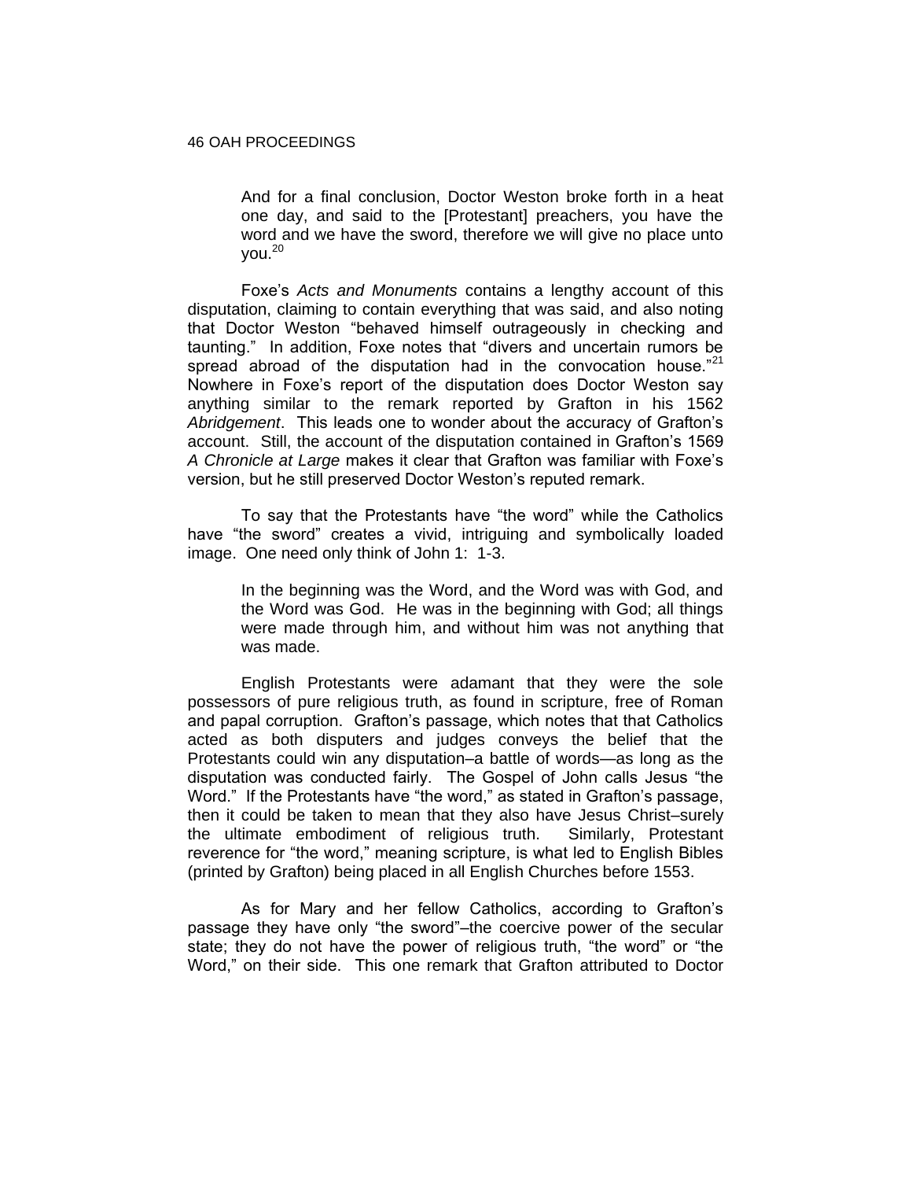> And for a final conclusion, Doctor Weston broke forth in a heat one day, and said to the [Protestant] preachers, you have the word and we have the sword, therefore we will give no place unto you.[20]

Foxe's *Acts and Monuments* contains a lengthy account of this disputation, claiming to contain everything that was said, and also noting that Doctor Weston "behaved himself outrageously in checking and taunting." In addition, Foxe notes that "divers and uncertain rumors be spread abroad of the disputation had in the convocation house."[21] Nowhere in Foxe's report of the disputation does Doctor Weston say anything similar to the remark reported by Grafton in his 1562 *Abridgement*. This leads one to wonder about the accuracy of Grafton's account. Still, the account of the disputation contained in Grafton's 1569 *A Chronicle at Large* makes it clear that Grafton was familiar with Foxe's version, but he still preserved Doctor Weston's reputed remark.

To say that the Protestants have "the word" while the Catholics have "the sword" creates a vivid, intriguing and symbolically loaded image. One need only think of John 1: 1-3.

> In the beginning was the Word, and the Word was with God, and the Word was God. He was in the beginning with God; all things were made through him, and without him was not anything that was made.

English Protestants were adamant that they were the sole possessors of pure religious truth, as found in scripture, free of Roman and papal corruption. Grafton's passage, which notes that that Catholics acted as both disputers and judges conveys the belief that the Protestants could win any disputation–a battle of words—as long as the disputation was conducted fairly. The Gospel of John calls Jesus "the Word." If the Protestants have "the word," as stated in Grafton's passage, then it could be taken to mean that they also have Jesus Christ–surely the ultimate embodiment of religious truth. Similarly, Protestant reverence for "the word," meaning scripture, is what led to English Bibles (printed by Grafton) being placed in all English Churches before 1553.

As for Mary and her fellow Catholics, according to Grafton's passage they have only "the sword"–the coercive power of the secular state; they do not have the power of religious truth, "the word" or "the Word," on their side. This one remark that Grafton attributed to Doctor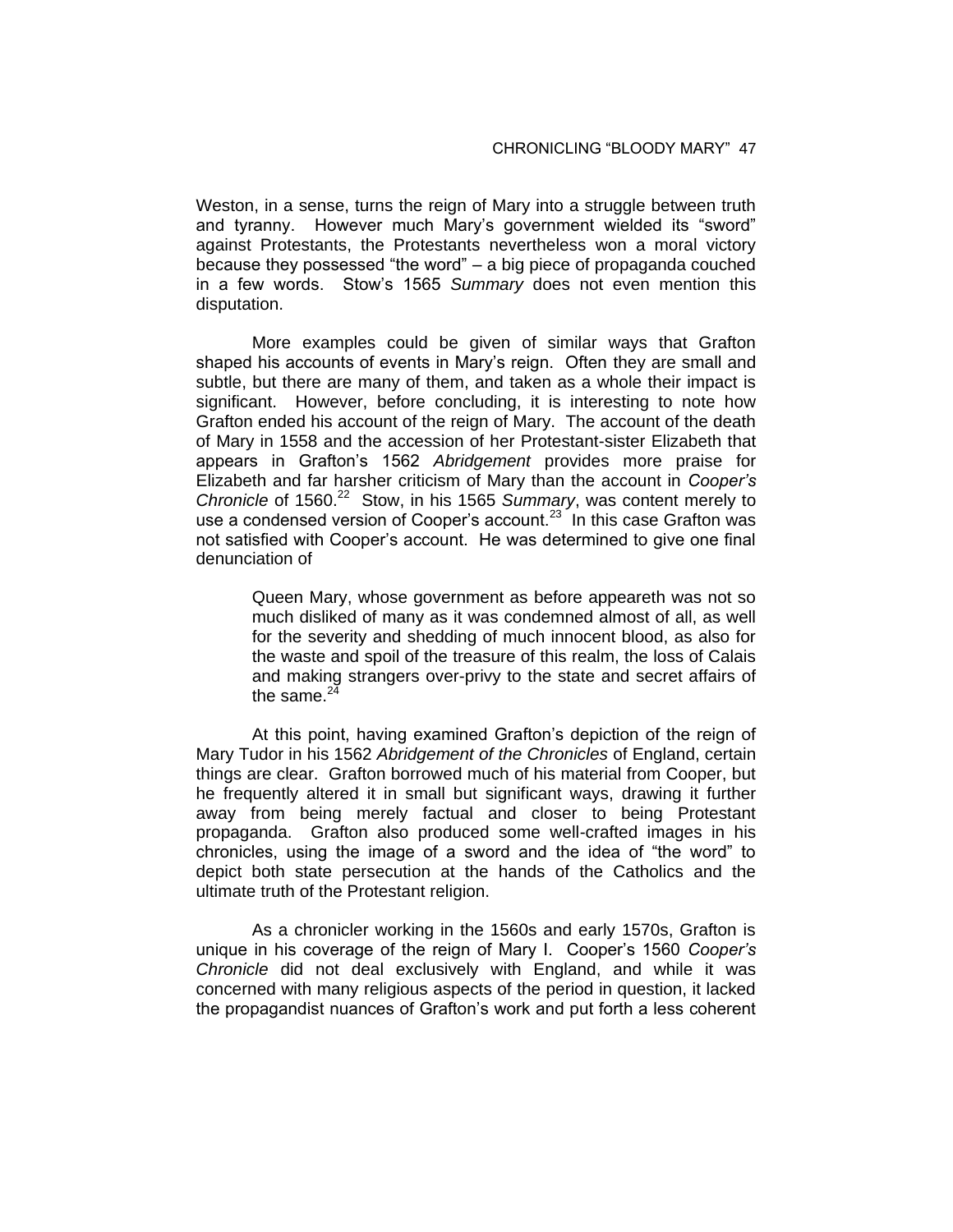Weston, in a sense, turns the reign of Mary into a struggle between truth and tyranny. However much Mary's government wielded its "sword" against Protestants, the Protestants nevertheless won a moral victory because they possessed "the word" – a big piece of propaganda couched in a few words. Stow's 1565 *Summary* does not even mention this disputation.

More examples could be given of similar ways that Grafton shaped his accounts of events in Mary's reign. Often they are small and subtle, but there are many of them, and taken as a whole their impact is significant. However, before concluding, it is interesting to note how Grafton ended his account of the reign of Mary. The account of the death of Mary in 1558 and the accession of her Protestant-sister Elizabeth that appears in Grafton's 1562 *Abridgement* provides more praise for Elizabeth and far harsher criticism of Mary than the account in *Cooper's Chronicle* of 1560.[22] Stow, in his 1565 *Summary*, was content merely to use a condensed version of Cooper's account.[23] In this case Grafton was not satisfied with Cooper's account. He was determined to give one final denunciation of

> Queen Mary, whose government as before appeareth was not so much disliked of many as it was condemned almost of all, as well for the severity and shedding of much innocent blood, as also for the waste and spoil of the treasure of this realm, the loss of Calais and making strangers over-privy to the state and secret affairs of the same.[24]

At this point, having examined Grafton's depiction of the reign of Mary Tudor in his 1562 *Abridgement of the Chronicles* of England, certain things are clear. Grafton borrowed much of his material from Cooper, but he frequently altered it in small but significant ways, drawing it further away from being merely factual and closer to being Protestant propaganda. Grafton also produced some well-crafted images in his chronicles, using the image of a sword and the idea of "the word" to depict both state persecution at the hands of the Catholics and the ultimate truth of the Protestant religion.

As a chronicler working in the 1560s and early 1570s, Grafton is unique in his coverage of the reign of Mary I. Cooper's 1560 *Cooper's Chronicle* did not deal exclusively with England, and while it was concerned with many religious aspects of the period in question, it lacked the propagandist nuances of Grafton's work and put forth a less coherent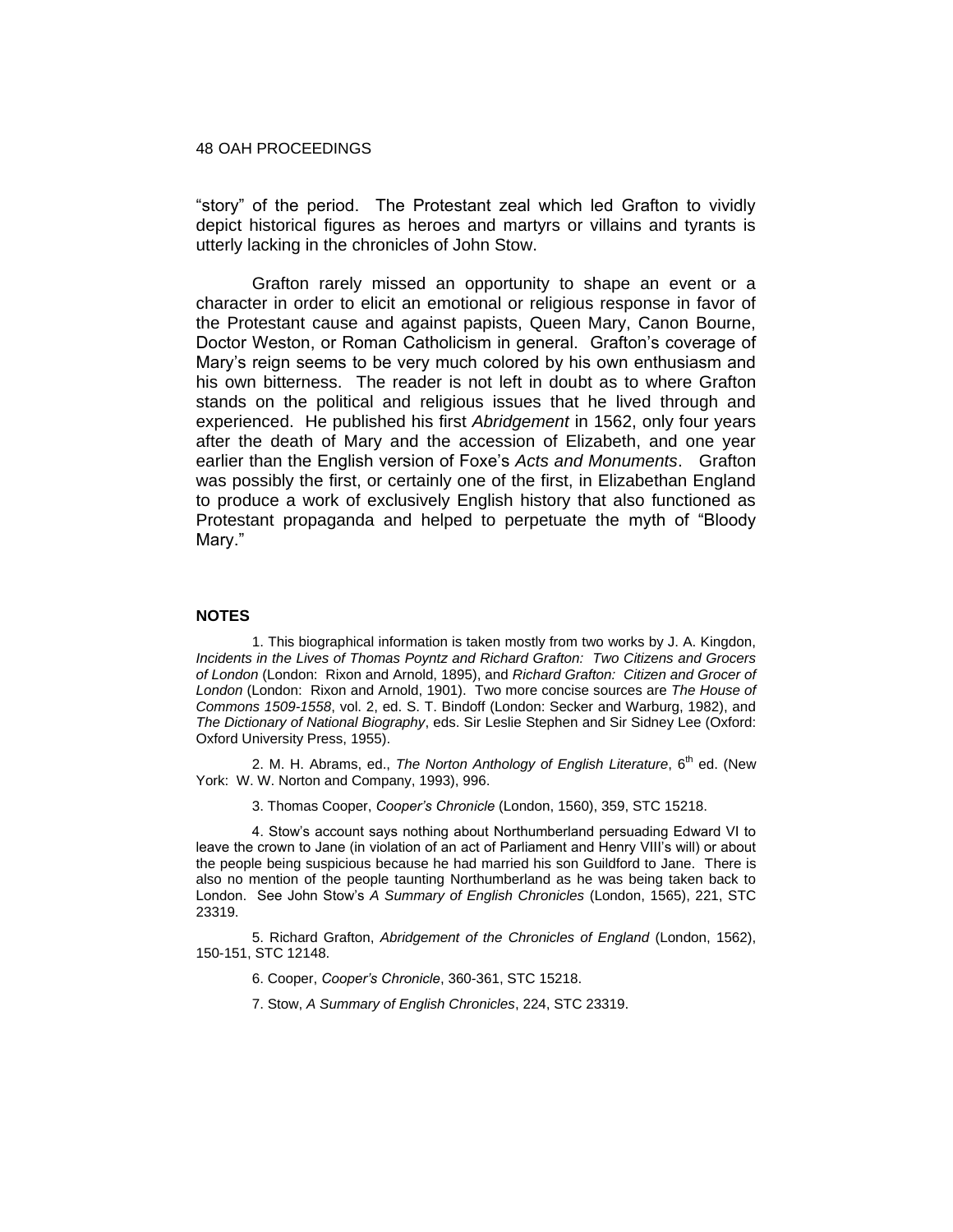"story" of the period. The Protestant zeal which led Grafton to vividly depict historical figures as heroes and martyrs or villains and tyrants is utterly lacking in the chronicles of John Stow.

Grafton rarely missed an opportunity to shape an event or a character in order to elicit an emotional or religious response in favor of the Protestant cause and against papists, Queen Mary, Canon Bourne, Doctor Weston, or Roman Catholicism in general. Grafton's coverage of Mary's reign seems to be very much colored by his own enthusiasm and his own bitterness. The reader is not left in doubt as to where Grafton stands on the political and religious issues that he lived through and experienced. He published his first *Abridgement* in 1562, only four years after the death of Mary and the accession of Elizabeth, and one year earlier than the English version of Foxe's *Acts and Monuments*. Grafton was possibly the first, or certainly one of the first, in Elizabethan England to produce a work of exclusively English history that also functioned as Protestant propaganda and helped to perpetuate the myth of "Bloody Mary."

**NOTES**

1. This biographical information is taken mostly from two works by J. A. Kingdon, *Incidents in the Lives of Thomas Poyntz and Richard Grafton: Two Citizens and Grocers of London* (London: Rixon and Arnold, 1895), and *Richard Grafton: Citizen and Grocer of London* (London: Rixon and Arnold, 1901). Two more concise sources are *The House of Commons 1509-1558*, vol. 2, ed. S. T. Bindoff (London: Secker and Warburg, 1982), and *The Dictionary of National Biography*, eds. Sir Leslie Stephen and Sir Sidney Lee (Oxford: Oxford University Press, 1955).

2. M. H. Abrams, ed., *The Norton Anthology of English Literature*, 6th ed. (New York: W. W. Norton and Company, 1993), 996.

3. Thomas Cooper, *Cooper's Chronicle* (London, 1560), 359, STC 15218.

4. Stow's account says nothing about Northumberland persuading Edward VI to leave the crown to Jane (in violation of an act of Parliament and Henry VIII's will) or about the people being suspicious because he had married his son Guildford to Jane. There is also no mention of the people taunting Northumberland as he was being taken back to London. See John Stow's *A Summary of English Chronicles* (London, 1565), 221, STC 23319.

5. Richard Grafton, *Abridgement of the Chronicles of England* (London, 1562), 150-151, STC 12148.

6. Cooper, *Cooper's Chronicle*, 360-361, STC 15218.

7. Stow, *A Summary of English Chronicles*, 224, STC 23319.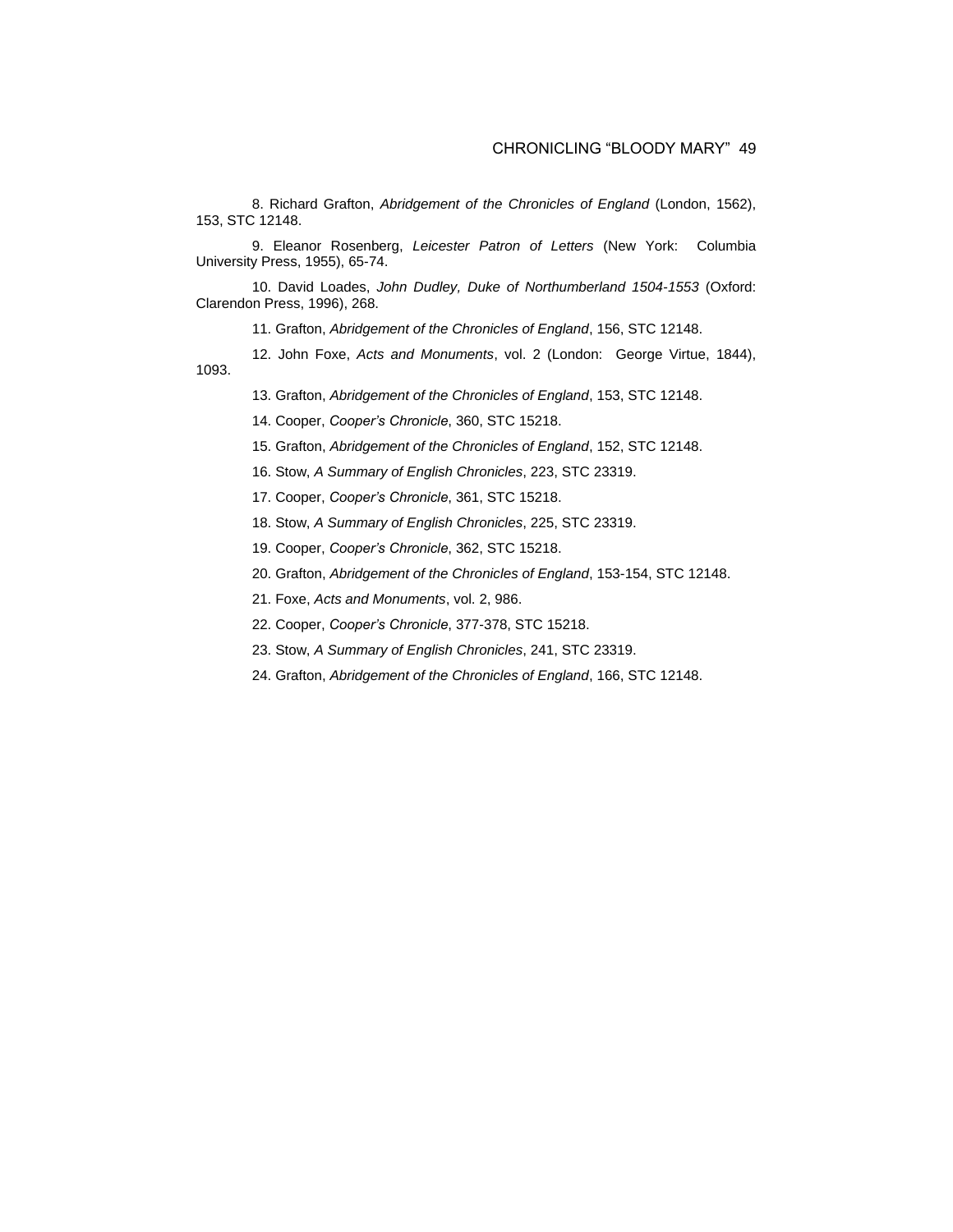8. Richard Grafton, *Abridgement of the Chronicles of England* (London, 1562), 153, STC 12148.

9. Eleanor Rosenberg, *Leicester Patron of Letters* (New York: Columbia University Press, 1955), 65-74.

10. David Loades, *John Dudley, Duke of Northumberland 1504-1553* (Oxford: Clarendon Press, 1996), 268.

11. Grafton, *Abridgement of the Chronicles of England*, 156, STC 12148.

12. John Foxe, *Acts and Monuments*, vol. 2 (London: George Virtue, 1844), 1093.

13. Grafton, *Abridgement of the Chronicles of England*, 153, STC 12148.

14. Cooper, *Cooper's Chronicle*, 360, STC 15218.

15. Grafton, *Abridgement of the Chronicles of England*, 152, STC 12148.

16. Stow, *A Summary of English Chronicles*, 223, STC 23319.

17. Cooper, *Cooper's Chronicle*, 361, STC 15218.

18. Stow, *A Summary of English Chronicles*, 225, STC 23319.

19. Cooper, *Cooper's Chronicle*, 362, STC 15218.

20. Grafton, *Abridgement of the Chronicles of England*, 153-154, STC 12148.

21. Foxe, *Acts and Monuments*, vol. 2, 986.

22. Cooper, *Cooper's Chronicle*, 377-378, STC 15218.

23. Stow, *A Summary of English Chronicles*, 241, STC 23319.

24. Grafton, *Abridgement of the Chronicles of England*, 166, STC 12148.